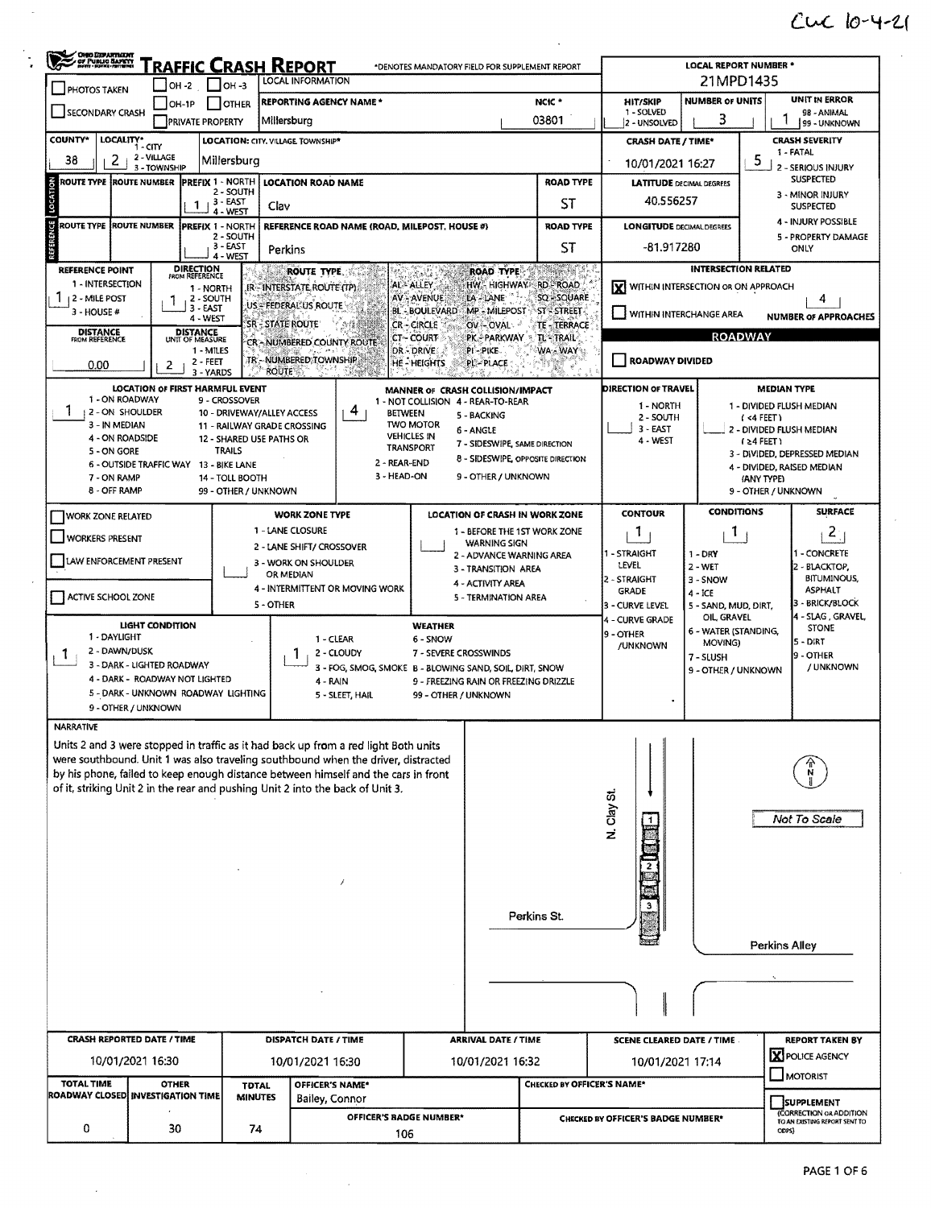Cuc 10-4-21

# TRAFFIC CRASH REPORT

*DENOTES MANDATORY FIELD FOR SUPPLEMENT REPORT

| Field | Value |
|---|---|
| LOCAL REPORT NUMBER * | 21MPD1435 |
| LOCAL INFORMATION | |
| REPORTING AGENCY NAME * | Millersburg |
| NCIC * | 03801 |
| HIT/SKIP | 1 - SOLVED / 2 - UNSOLVED |
| NUMBER OF UNITS | 3 |
| UNIT IN ERROR | 1 (98 - ANIMAL, 99 - UNKNOWN) |
| COUNTY* | 38 |
| LOCALITY* (1 - CITY, 2 - VILLAGE, 3 - TOWNSHIP) | 2 |
| LOCATION: CITY, VILLAGE, TOWNSHIP* | Millersburg |
| CRASH DATE / TIME* | 10/01/2021 16:27 |
| CRASH SEVERITY (1 - FATAL, 2 - SERIOUS INJURY SUSPECTED, 3 - MINOR INJURY SUSPECTED, 4 - INJURY POSSIBLE, 5 - PROPERTY DAMAGE ONLY) | 5 |

## LOCATION

| ROUTE TYPE | ROUTE NUMBER | PREFIX (1 - NORTH, 2 - SOUTH, 3 - EAST, 4 - WEST) | LOCATION ROAD NAME | ROAD TYPE | LATITUDE DECIMAL DEGREES |
|---|---|---|---|---|---|
| | | 1 | Clay | ST | 40.556257 |

## REFERENCE

| ROUTE TYPE | ROUTE NUMBER | PREFIX | REFERENCE ROAD NAME (ROAD, MILEPOST, HOUSE #) | ROAD TYPE | LONGITUDE DECIMAL DEGREES |
|---|---|---|---|---|---|
| | | | Perkins | ST | -81.917280 |

- REFERENCE POINT (1 - INTERSECTION, 2 - MILE POST, 3 - HOUSE #): 1
- DIRECTION FROM REFERENCE (1 - NORTH, 2 - SOUTH, 3 - EAST, 4 - WEST): 1
- DISTANCE FROM REFERENCE: 0.00
- DISTANCE UNIT OF MEASURE (1 - MILES, 2 - FEET, 3 - YARDS): 2

ROUTE TYPE: IR - INTERSTATE ROUTE (TP), US - FEDERAL US ROUTE, SR - STATE ROUTE, CR - NUMBERED COUNTY ROUTE, TR - NUMBERED TOWNSHIP ROUTE

ROAD TYPE: AL - ALLEY, AV - AVENUE, BL - BOULEVARD, CR - CIRCLE, CT - COURT, DR - DRIVE, HE - HEIGHTS, HW - HIGHWAY, LA - LANE, MP - MILEPOST, OV - OVAL, PK - PARKWAY, PI - PIKE, PL - PLACE, RD - ROAD, SQ - SQUARE, ST - STREET, TE - TERRACE, TL - TRAIL, WA - WAY

INTERSECTION RELATED
- [X] WITHIN INTERSECTION OR ON APPROACH
- [ ] WITHIN INTERCHANGE AREA
- NUMBER OF APPROACHES: 4

ROADWAY
- [ ] ROADWAY DIVIDED

LOCATION OF FIRST HARMFUL EVENT: 1
(1 - ON ROADWAY, 2 - ON SHOULDER, 3 - IN MEDIAN, 4 - ON ROADSIDE, 5 - ON GORE, 6 - OUTSIDE TRAFFIC WAY, 7 - ON RAMP, 8 - OFF RAMP, 9 - CROSSOVER, 10 - DRIVEWAY/ALLEY ACCESS, 11 - RAILWAY GRADE CROSSING, 12 - SHARED USE PATHS OR TRAILS, 13 - BIKE LANE, 14 - TOLL BOOTH, 99 - OTHER / UNKNOWN)

MANNER OF CRASH COLLISION/IMPACT: 4
(1 - NOT COLLISION BETWEEN TWO MOTOR VEHICLES IN TRANSPORT, 2 - REAR-END, 3 - HEAD-ON, 4 - REAR-TO-REAR, 5 - BACKING, 6 - ANGLE, 7 - SIDESWIPE, SAME DIRECTION, 8 - SIDESWIPE, OPPOSITE DIRECTION, 9 - OTHER / UNKNOWN)

DIRECTION OF TRAVEL: (1 - NORTH, 2 - SOUTH, 3 - EAST, 4 - WEST)

MEDIAN TYPE: (1 - DIVIDED FLUSH MEDIAN (<4 FEET), 2 - DIVIDED FLUSH MEDIAN (≥4 FEET), 3 - DIVIDED, DEPRESSED MEDIAN, 4 - DIVIDED, RAISED MEDIAN (ANY TYPE), 9 - OTHER / UNKNOWN)

- [ ] WORK ZONE RELATED
- [ ] WORKERS PRESENT
- [ ] LAW ENFORCEMENT PRESENT
- [ ] ACTIVE SCHOOL ZONE

WORK ZONE TYPE: (1 - LANE CLOSURE, 2 - LANE SHIFT/ CROSSOVER, 3 - WORK ON SHOULDER OR MEDIAN, 4 - INTERMITTENT OR MOVING WORK, 5 - OTHER)

LOCATION OF CRASH IN WORK ZONE: (1 - BEFORE THE 1ST WORK ZONE WARNING SIGN, 2 - ADVANCE WARNING AREA, 3 - TRANSITION AREA, 4 - ACTIVITY AREA, 5 - TERMINATION AREA)

CONTOUR: 1 (1 - STRAIGHT LEVEL, 2 - STRAIGHT GRADE, 3 - CURVE LEVEL, 4 - CURVE GRADE, 9 - OTHER /UNKNOWN)

CONDITIONS: 1 (1 - DRY, 2 - WET, 3 - SNOW, 4 - ICE, 5 - SAND, MUD, DIRT, OIL, GRAVEL, 6 - WATER (STANDING, MOVING), 7 - SLUSH, 9 - OTHER / UNKNOWN)

SURFACE: 2 (1 - CONCRETE, 2 - BLACKTOP, BITUMINOUS, ASPHALT, 3 - BRICK/BLOCK, 4 - SLAG, GRAVEL, STONE, 5 - DIRT, 9 - OTHER / UNKNOWN)

LIGHT CONDITION: 1 (1 - DAYLIGHT, 2 - DAWN/DUSK, 3 - DARK - LIGHTED ROADWAY, 4 - DARK - ROADWAY NOT LIGHTED, 5 - DARK - UNKNOWN ROADWAY LIGHTING, 9 - OTHER / UNKNOWN)

WEATHER: 1 (1 - CLEAR, 2 - CLOUDY, 3 - FOG, SMOG, SMOKE, 4 - RAIN, 5 - SLEET, HAIL, 6 - SNOW, 7 - SEVERE CROSSWINDS, 8 - BLOWING SAND, SOIL, DIRT, SNOW, 9 - FREEZING RAIN OR FREEZING DRIZZLE, 99 - OTHER / UNKNOWN)

## NARRATIVE

Units 2 and 3 were stopped in traffic as it had back up from a red light Both units were southbound. Unit 1 was also traveling southbound when the driver, distracted by his phone, failed to keep enough distance between himself and the cars in front of it, striking Unit 2 in the rear and pushing Unit 2 into the back of Unit 3.

Diagram labels: N. Clay St., Perkins St., Perkins Alley, Not To Scale, N, units 1, 2, 3

| CRASH REPORTED DATE / TIME | DISPATCH DATE / TIME | ARRIVAL DATE / TIME | SCENE CLEARED DATE / TIME | REPORT TAKEN BY |
|---|---|---|---|---|
| 10/01/2021 16:30 | 10/01/2021 16:30 | 10/01/2021 16:32 | 10/01/2021 17:14 | [X] POLICE AGENCY [ ] MOTORIST |

| TOTAL TIME ROADWAY CLOSED | OTHER INVESTIGATION TIME | TOTAL MINUTES | OFFICER'S NAME* | OFFICER'S BADGE NUMBER* | CHECKED BY OFFICER'S NAME* | CHECKED BY OFFICER'S BADGE NUMBER* |
|---|---|---|---|---|---|---|
| 0 | 30 | 74 | Bailey, Connor | 106 | | |

- [ ] SUPPLEMENT (CORRECTION OR ADDITION TO AN EXISTING REPORT SENT TO ODPS)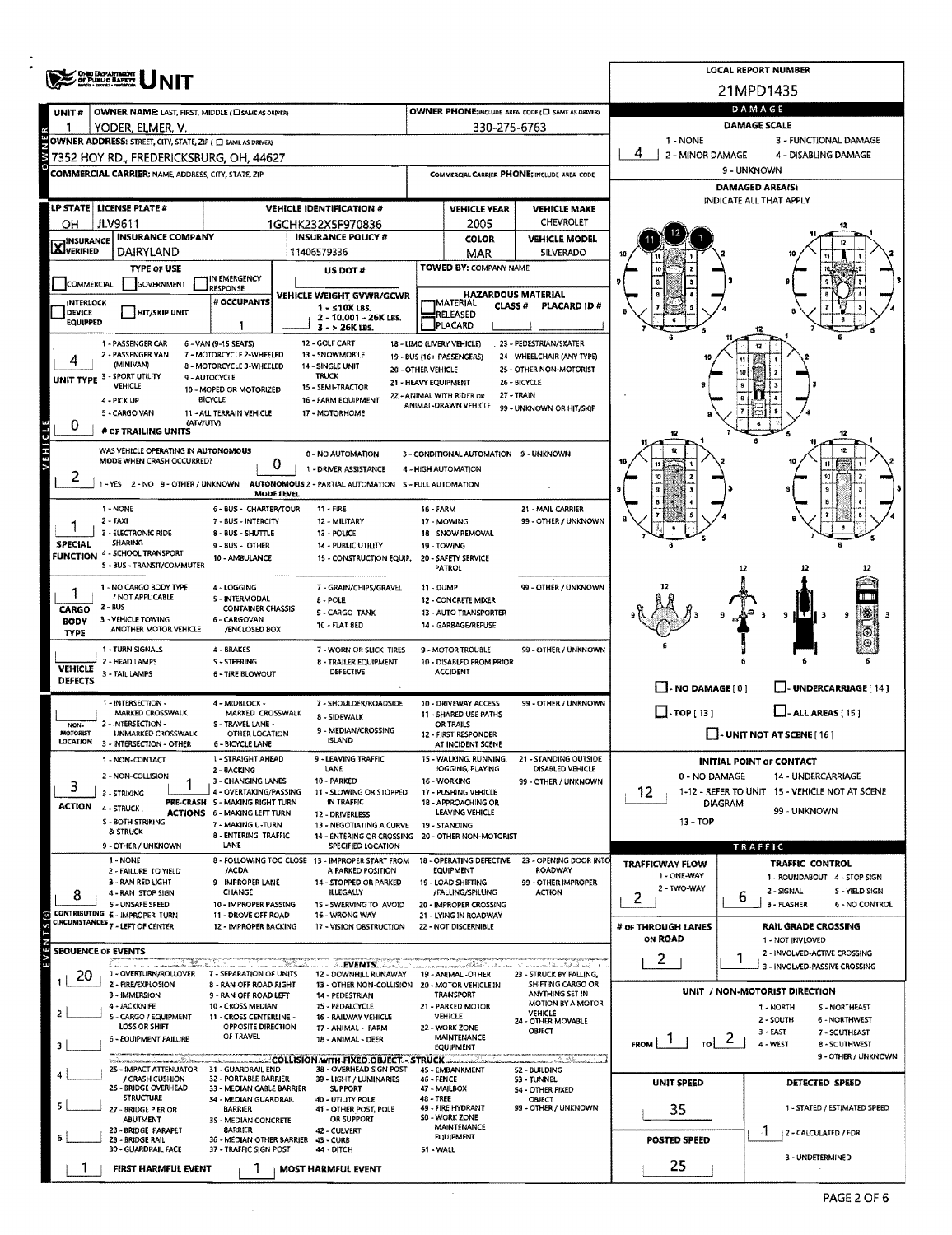# Ohio Department of Public Safety — UNIT

**LOCAL REPORT NUMBER:** 21MPD1435

## Owner

| Field | Value |
|---|---|
| UNIT # | 1 |
| OWNER NAME: LAST, FIRST, MIDDLE (☐ SAME AS DRIVER) | YODER, ELMER, V. |
| OWNER PHONE: INCLUDE AREA CODE (☐ SAME AS DRIVER) | 330-275-6763 |
| OWNER ADDRESS: STREET, CITY, STATE, ZIP (☐ SAME AS DRIVER) | 7352 HOY RD., FREDERICKSBURG, OH, 44627 |
| COMMERCIAL CARRIER: NAME, ADDRESS, CITY, STATE, ZIP | |
| COMMERCIAL CARRIER PHONE: INCLUDE AREA CODE | |

## Vehicle

| Field | Value |
|---|---|
| LP STATE | OH |
| LICENSE PLATE # | JLV9611 |
| VEHICLE IDENTIFICATION # | 1GCHK232X5F970836 |
| VEHICLE YEAR | 2005 |
| VEHICLE MAKE | CHEVROLET |
| INSURANCE VERIFIED | X |
| INSURANCE COMPANY | DAIRYLAND |
| INSURANCE POLICY # | 11406579336 |
| COLOR | MAR |
| VEHICLE MODEL | SILVERADO |
| TYPE OF USE | ☐ COMMERCIAL ☐ GOVERNMENT ☐ IN EMERGENCY RESPONSE |
| US DOT # | |
| TOWED BY: COMPANY NAME | |
| INTERLOCK DEVICE EQUIPPED | ☐ |
| HIT/SKIP UNIT | ☐ |
| # OCCUPANTS | 1 |
| VEHICLE WEIGHT GVWR/GCWR | 1 - ≤10K LBS. 2 - 10,001 - 26K LBS. 3 - > 26K LBS. |
| HAZARDOUS MATERIAL | ☐ MATERIAL RELEASED ☐ PLACARD; CLASS #; PLACARD ID # |

**UNIT TYPE:** 4

1 - PASSENGER CAR, 2 - PASSENGER VAN (MINIVAN), 3 - SPORT UTILITY VEHICLE, 4 - PICK UP, 5 - CARGO VAN, 6 - VAN (9-15 SEATS), 7 - MOTORCYCLE 2-WHEELED, 8 - MOTORCYCLE 3-WHEELED, 9 - AUTOCYCLE, 10 - MOPED OR MOTORIZED BICYCLE, 11 - ALL TERRAIN VEHICLE (ATV/UTV), 12 - GOLF CART, 13 - SNOWMOBILE, 14 - SINGLE UNIT TRUCK, 15 - SEMI-TRACTOR, 16 - FARM EQUIPMENT, 17 - MOTORHOME, 18 - LIMO (LIVERY VEHICLE), 19 - BUS (16+ PASSENGERS), 20 - OTHER VEHICLE, 21 - HEAVY EQUIPMENT, 22 - ANIMAL WITH RIDER OR ANIMAL-DRAWN VEHICLE, 23 - PEDESTRIAN/SKATER, 24 - WHEELCHAIR (ANY TYPE), 25 - OTHER NON-MOTORIST, 26 - BICYCLE, 27 - TRAIN, 99 - UNKNOWN OR HIT/SKIP

**# OF TRAILING UNITS:** 0

**WAS VEHICLE OPERATING IN AUTONOMOUS MODE WHEN CRASH OCCURRED?** 2 (1 - YES, 2 - NO, 9 - OTHER / UNKNOWN)

**AUTONOMOUS MODE LEVEL:** 0 (0 - NO AUTOMATION, 1 - DRIVER ASSISTANCE, 2 - PARTIAL AUTOMATION, 3 - CONDITIONAL AUTOMATION, 4 - HIGH AUTOMATION, 5 - FULL AUTOMATION, 9 - UNKNOWN)

**SPECIAL FUNCTION:** 1

1 - NONE, 2 - TAXI, 3 - ELECTRONIC RIDE SHARING, 4 - SCHOOL TRANSPORT, 5 - BUS - TRANSIT/COMMUTER, 6 - BUS - CHARTER/TOUR, 7 - BUS - INTERCITY, 8 - BUS - SHUTTLE, 9 - BUS - OTHER, 10 - AMBULANCE, 11 - FIRE, 12 - MILITARY, 13 - POLICE, 14 - PUBLIC UTILITY, 15 - CONSTRUCTION EQUIP., 16 - FARM, 17 - MOWING, 18 - SNOW REMOVAL, 19 - TOWING, 20 - SAFETY SERVICE PATROL, 21 - MAIL CARRIER, 99 - OTHER / UNKNOWN

**CARGO BODY TYPE:** 1

1 - NO CARGO BODY TYPE / NOT APPLICABLE, 2 - BUS, 3 - VEHICLE TOWING ANOTHER MOTOR VEHICLE, 4 - LOGGING, 5 - INTERMODAL CONTAINER CHASSIS, 6 - CARGOVAN /ENCLOSED BOX, 7 - GRAIN/CHIPS/GRAVEL, 8 - POLE, 9 - CARGO TANK, 10 - FLAT BED, 11 - DUMP, 12 - CONCRETE MIXER, 13 - AUTO TRANSPORTER, 14 - GARBAGE/REFUSE, 99 - OTHER / UNKNOWN

**VEHICLE DEFECTS:**

1 - TURN SIGNALS, 2 - HEAD LAMPS, 3 - TAIL LAMPS, 4 - BRAKES, 5 - STEERING, 6 - TIRE BLOWOUT, 7 - WORN OR SLICK TIRES, 8 - TRAILER EQUIPMENT DEFECTIVE, 9 - MOTOR TROUBLE, 10 - DISABLED FROM PRIOR ACCIDENT, 99 - OTHER / UNKNOWN

**NON-MOTORIST LOCATION:**

1 - INTERSECTION - MARKED CROSSWALK, 2 - INTERSECTION - UNMARKED CROSSWALK, 3 - INTERSECTION - OTHER, 4 - MIDBLOCK - MARKED CROSSWALK, 5 - TRAVEL LANE - OTHER LOCATION, 6 - BICYCLE LANE, 7 - SHOULDER/ROADSIDE, 8 - SIDEWALK, 9 - MEDIAN/CROSSING ISLAND, 10 - DRIVEWAY ACCESS, 11 - SHARED USE PATHS OR TRAILS, 12 - FIRST RESPONDER AT INCIDENT SCENE, 99 - OTHER / UNKNOWN

**ACTION:** 3 — **PRE-CRASH ACTIONS:** 1

1 - NON-CONTACT, 2 - NON-COLLISION, 3 - STRIKING, 4 - STRUCK, 5 - BOTH STRIKING & STRUCK, 9 - OTHER / UNKNOWN

1 - STRAIGHT AHEAD, 2 - BACKING, 3 - CHANGING LANES, 4 - OVERTAKING/PASSING, 5 - MAKING RIGHT TURN, 6 - MAKING LEFT TURN, 7 - MAKING U-TURN, 8 - ENTERING TRAFFIC LANE, 9 - LEAVING TRAFFIC LANE, 10 - PARKED, 11 - SLOWING OR STOPPED IN TRAFFIC, 12 - DRIVERLESS, 13 - NEGOTIATING A CURVE, 14 - ENTERING OR CROSSING SPECIFIED LOCATION, 15 - WALKING, RUNNING, JOGGING, PLAYING, 16 - WORKING, 17 - PUSHING VEHICLE, 18 - APPROACHING OR LEAVING VEHICLE, 19 - STANDING, 20 - OTHER NON-MOTORIST, 21 - STANDING OUTSIDE DISABLED VEHICLE, 99 - OTHER / UNKNOWN

**CONTRIBUTING CIRCUMSTANCES:** 8

1 - NONE, 2 - FAILURE TO YIELD, 3 - RAN RED LIGHT, 4 - RAN STOP SIGN, 5 - UNSAFE SPEED, 6 - IMPROPER TURN, 7 - LEFT OF CENTER, 8 - FOLLOWING TOO CLOSE /ACDA, 9 - IMPROPER LANE CHANGE, 10 - IMPROPER PASSING, 11 - DROVE OFF ROAD, 12 - IMPROPER BACKING, 13 - IMPROPER START FROM A PARKED POSITION, 14 - STOPPED OR PARKED ILLEGALLY, 15 - SWERVING TO AVOID, 16 - WRONG WAY, 17 - VISION OBSTRUCTION, 18 - OPERATING DEFECTIVE EQUIPMENT, 19 - LOAD SHIFTING /FALLING/SPILLING, 20 - IMPROPER CROSSING, 21 - LYING IN ROADWAY, 22 - NOT DISCERNIBLE, 23 - OPENING DOOR INTO ROADWAY, 99 - OTHER IMPROPER ACTION

## Sequence of Events

| # | Event |
|---|---|
| 1 | 20 |
| 2 | |
| 3 | |
| 4 | |
| 5 | |
| 6 | |

**EVENTS:** 1 - OVERTURN/ROLLOVER, 2 - FIRE/EXPLOSION, 3 - IMMERSION, 4 - JACKKNIFE, 5 - CARGO / EQUIPMENT LOSS OR SHIFT, 6 - EQUIPMENT FAILURE, 7 - SEPARATION OF UNITS, 8 - RAN OFF ROAD RIGHT, 9 - RAN OFF ROAD LEFT, 10 - CROSS MEDIAN, 11 - CROSS CENTERLINE - OPPOSITE DIRECTION OF TRAVEL, 12 - DOWNHILL RUNAWAY, 13 - OTHER NON-COLLISION, 14 - PEDESTRIAN, 15 - PEDALCYCLE, 16 - RAILWAY VEHICLE, 17 - ANIMAL - FARM, 18 - ANIMAL - DEER, 19 - ANIMAL -OTHER, 20 - MOTOR VEHICLE IN TRANSPORT, 21 - PARKED MOTOR VEHICLE, 22 - WORK ZONE MAINTENANCE EQUIPMENT, 23 - STRUCK BY FALLING, SHIFTING CARGO OR ANYTHING SET IN MOTION BY A MOTOR VEHICLE, 24 - OTHER MOVABLE OBJECT

**COLLISION WITH FIXED OBJECT - STRUCK:** 25 - IMPACT ATTENUATOR / CRASH CUSHION, 26 - BRIDGE OVERHEAD STRUCTURE, 27 - BRIDGE PIER OR ABUTMENT, 28 - BRIDGE PARAPET, 29 - BRIDGE RAIL, 30 - GUARDRAIL FACE, 31 - GUARDRAIL END, 32 - PORTABLE BARRIER, 33 - MEDIAN CABLE BARRIER, 34 - MEDIAN GUARDRAIL BARRIER, 35 - MEDIAN CONCRETE BARRIER, 36 - MEDIAN OTHER BARRIER, 37 - TRAFFIC SIGN POST, 38 - OVERHEAD SIGN POST, 39 - LIGHT / LUMINARIES SUPPORT, 40 - UTILITY POLE, 41 - OTHER POST, POLE OR SUPPORT, 42 - CULVERT, 43 - CURB, 44 - DITCH, 45 - EMBANKMENT, 46 - FENCE, 47 - MAILBOX, 48 - TREE, 49 - FIRE HYDRANT, 50 - WORK ZONE MAINTENANCE EQUIPMENT, 51 - WALL, 52 - BUILDING, 53 - TUNNEL, 54 - OTHER FIXED OBJECT, 99 - OTHER / UNKNOWN

**FIRST HARMFUL EVENT:** 1 **MOST HARMFUL EVENT:** 1

## Damage

**DAMAGE SCALE:** 4 (1 - NONE, 2 - MINOR DAMAGE, 3 - FUNCTIONAL DAMAGE, 4 - DISABLING DAMAGE, 9 - UNKNOWN)

**DAMAGED AREA(S):** INDICATE ALL THAT APPLY — 11, 12, 1

☐ NO DAMAGE [0] ☐ UNDERCARRIAGE [14] ☐ TOP [13] ☐ ALL AREAS [15] ☐ UNIT NOT AT SCENE [16]

**INITIAL POINT OF CONTACT:** 12 (0 - NO DAMAGE, 1-12 - REFER TO UNIT DIAGRAM, 13 - TOP, 14 - UNDERCARRIAGE, 15 - VEHICLE NOT AT SCENE, 99 - UNKNOWN)

## Traffic

| Field | Value |
|---|---|
| TRAFFICWAY FLOW (1 - ONE-WAY, 2 - TWO-WAY) | 2 |
| TRAFFIC CONTROL (1 - ROUNDABOUT, 2 - SIGNAL, 3 - FLASHER, 4 - STOP SIGN, 5 - YIELD SIGN, 6 - NO CONTROL) | 6 |
| # OF THROUGH LANES ON ROAD | 2 |
| RAIL GRADE CROSSING (1 - NOT INVLOVED, 2 - INVOLVED-ACTIVE CROSSING, 3 - INVOLVED-PASSIVE CROSSING) | 1 |

**UNIT / NON-MOTORIST DIRECTION:** FROM 1 TO 2

1 - NORTH, 2 - SOUTH, 3 - EAST, 4 - WEST, 5 - NORTHEAST, 6 - NORTHWEST, 7 - SOUTHEAST, 8 - SOUTHWEST, 9 - OTHER / UNKNOWN

| Field | Value |
|---|---|
| UNIT SPEED | 35 |
| POSTED SPEED | 25 |
| DETECTED SPEED (1 - STATED / ESTIMATED SPEED, 2 - CALCULATED / EDR, 3 - UNDETERMINED) | 1 |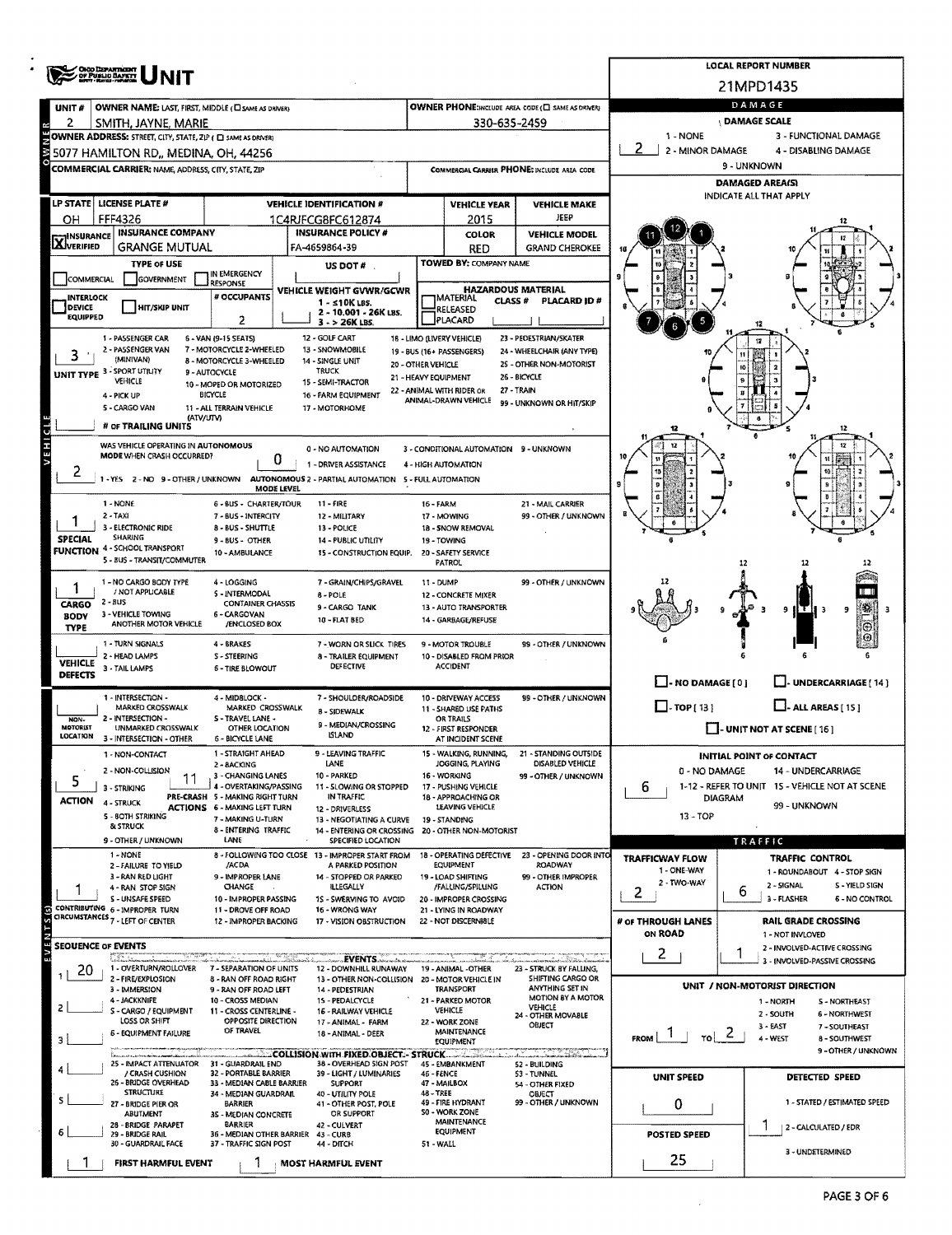# UNIT

**LOCAL REPORT NUMBER:** 21MPD1435

## OWNER

| UNIT # | OWNER NAME: LAST, FIRST, MIDDLE | OWNER PHONE |
|---|---|---|
| 2 | SMITH, JAYNE, MARIE | 330-635-2459 |

**OWNER ADDRESS:** 5077 HAMILTON RD,, MEDINA, OH, 44256

**COMMERCIAL CARRIER:** NAME, ADDRESS, CITY, STATE, ZIP

**COMMERCIAL CARRIER PHONE:**

## VEHICLE

| LP STATE | LICENSE PLATE # | VEHICLE IDENTIFICATION # | VEHICLE YEAR | VEHICLE MAKE |
|---|---|---|---|---|
| OH | FFF4326 | 1C4RJFCG8FC612874 | 2015 | JEEP |

| INSURANCE | INSURANCE COMPANY | INSURANCE POLICY # | COLOR | VEHICLE MODEL |
|---|---|---|---|---|
| X VERIFIED | GRANGE MUTUAL | FA-4659864-39 | RED | GRAND CHEROKEE |

**TYPE OF USE:** COMMERCIAL / GOVERNMENT / IN EMERGENCY RESPONSE

**US DOT #:**

**TOWED BY:** COMPANY NAME

**INTERLOCK DEVICE EQUIPPED** / **HIT/SKIP UNIT**

**# OCCUPANTS:** 2

**VEHICLE WEIGHT GVWR/GCWR:** 1 - ≤10K LBS. 2 - 10.001 - 26K LBS. 3 - > 26K LBS.

**HAZARDOUS MATERIAL:** MATERIAL RELEASED / PLACARD; CLASS #; PLACARD ID #

**UNIT TYPE:** 3
1 - PASSENGER CAR, 2 - PASSENGER VAN (MINIVAN), 3 - SPORT UTILITY VEHICLE, 4 - PICK UP, 5 - CARGO VAN, 6 - VAN (9-15 SEATS), 7 - MOTORCYCLE 2-WHEELED, 8 - MOTORCYCLE 3-WHEELED, 9 - AUTOCYCLE, 10 - MOPED OR MOTORIZED BICYCLE, 11 - ALL TERRAIN VEHICLE (ATV/UTV), 12 - GOLF CART, 13 - SNOWMOBILE, 14 - SINGLE UNIT TRUCK, 15 - SEMI-TRACTOR, 16 - FARM EQUIPMENT, 17 - MOTORHOME, 18 - LIMO (LIVERY VEHICLE), 19 - BUS (16+ PASSENGERS), 20 - OTHER VEHICLE, 21 - HEAVY EQUIPMENT, 22 - ANIMAL WITH RIDER OR ANIMAL-DRAWN VEHICLE, 23 - PEDESTRIAN/SKATER, 24 - WHEELCHAIR (ANY TYPE), 25 - OTHER NON-MOTORIST, 26 - BICYCLE, 27 - TRAIN, 99 - UNKNOWN OR HIT/SKIP

**# OF TRAILING UNITS:**

**WAS VEHICLE OPERATING IN AUTONOMOUS MODE WHEN CRASH OCCURRED?** 2
1 - YES 2 - NO 9 - OTHER / UNKNOWN

**AUTONOMOUS MODE LEVEL:** 0
0 - NO AUTOMATION, 1 - DRIVER ASSISTANCE, 2 - PARTIAL AUTOMATION, 3 - CONDITIONAL AUTOMATION, 4 - HIGH AUTOMATION, 5 - FULL AUTOMATION, 9 - UNKNOWN

**SPECIAL FUNCTION:** 1
1 - NONE, 2 - TAXI, 3 - ELECTRONIC RIDE SHARING, 4 - SCHOOL TRANSPORT, 5 - BUS - TRANSIT/COMMUTER, 6 - BUS - CHARTER/TOUR, 7 - BUS - INTERCITY, 8 - BUS - SHUTTLE, 9 - BUS - OTHER, 10 - AMBULANCE, 11 - FIRE, 12 - MILITARY, 13 - POLICE, 14 - PUBLIC UTILITY, 15 - CONSTRUCTION EQUIP., 16 - FARM, 17 - MOWING, 18 - SNOW REMOVAL, 19 - TOWING, 20 - SAFETY SERVICE PATROL, 21 - MAIL CARRIER, 99 - OTHER / UNKNOWN

**CARGO BODY TYPE:** 1
1 - NO CARGO BODY TYPE / NOT APPLICABLE, 2 - BUS, 3 - VEHICLE TOWING ANOTHER MOTOR VEHICLE, 4 - LOGGING, 5 - INTERMODAL CONTAINER CHASSIS, 6 - CARGOVAN /ENCLOSED BOX, 7 - GRAIN/CHIPS/GRAVEL, 8 - POLE, 9 - CARGO TANK, 10 - FLAT BED, 11 - DUMP, 12 - CONCRETE MIXER, 13 - AUTO TRANSPORTER, 14 - GARBAGE/REFUSE, 99 - OTHER / UNKNOWN

**VEHICLE DEFECTS:**
1 - TURN SIGNALS, 2 - HEAD LAMPS, 3 - TAIL LAMPS, 4 - BRAKES, 5 - STEERING, 6 - TIRE BLOWOUT, 7 - WORN OR SLICK TIRES, 8 - TRAILER EQUIPMENT DEFECTIVE, 9 - MOTOR TROUBLE, 10 - DISABLED FROM PRIOR ACCIDENT, 99 - OTHER / UNKNOWN

**NON-MOTORIST LOCATION:**
1 - INTERSECTION - MARKED CROSSWALK, 2 - INTERSECTION - UNMARKED CROSSWALK, 3 - INTERSECTION - OTHER, 4 - MIDBLOCK - MARKED CROSSWALK, 5 - TRAVEL LANE - OTHER LOCATION, 6 - BICYCLE LANE, 7 - SHOULDER/ROADSIDE, 8 - SIDEWALK, 9 - MEDIAN/CROSSING ISLAND, 10 - DRIVEWAY ACCESS, 11 - SHARED USE PATHS OR TRAILS, 12 - FIRST RESPONDER AT INCIDENT SCENE, 99 - OTHER / UNKNOWN

**ACTION:** 5
1 - NON-CONTACT, 2 - NON-COLLISION, 3 - STRIKING, 4 - STRUCK, 5 - BOTH STRIKING & STRUCK, 9 - OTHER / UNKNOWN

**PRE-CRASH ACTIONS:** 11
1 - STRAIGHT AHEAD, 2 - BACKING, 3 - CHANGING LANES, 4 - OVERTAKING/PASSING, 5 - MAKING RIGHT TURN, 6 - MAKING LEFT TURN, 7 - MAKING U-TURN, 8 - ENTERING TRAFFIC LANE, 9 - LEAVING TRAFFIC LANE, 10 - PARKED, 11 - SLOWING OR STOPPED IN TRAFFIC, 12 - DRIVERLESS, 13 - NEGOTIATING A CURVE, 14 - ENTERING OR CROSSING SPECIFIED LOCATION, 15 - WALKING, RUNNING, JOGGING, PLAYING, 16 - WORKING, 17 - PUSHING VEHICLE, 18 - APPROACHING OR LEAVING VEHICLE, 19 - STANDING, 20 - OTHER NON-MOTORIST, 21 - STANDING OUTSIDE DISABLED VEHICLE, 99 - OTHER / UNKNOWN

**CONTRIBUTING CIRCUMSTANCES:** 1
1 - NONE, 2 - FAILURE TO YIELD, 3 - RAN RED LIGHT, 4 - RAN STOP SIGN, 5 - UNSAFE SPEED, 6 - IMPROPER TURN, 7 - LEFT OF CENTER, 8 - FOLLOWING TOO CLOSE /ACDA, 9 - IMPROPER LANE CHANGE, 10 - IMPROPER PASSING, 11 - DROVE OFF ROAD, 12 - IMPROPER BACKING, 13 - IMPROPER START FROM A PARKED POSITION, 14 - STOPPED OR PARKED ILLEGALLY, 15 - SWERVING TO AVOID, 16 - WRONG WAY, 17 - VISION OBSTRUCTION, 18 - OPERATING DEFECTIVE EQUIPMENT, 19 - LOAD SHIFTING /FALLING/SPILLING, 20 - IMPROPER CROSSING, 21 - LYING IN ROADWAY, 22 - NOT DISCERNIBLE, 23 - OPENING DOOR INTO ROADWAY, 99 - OTHER IMPROPER ACTION

## SEQUENCE OF EVENTS

1: 20
2:
3:
4:
5:
6:

**EVENTS:** 1 - OVERTURN/ROLLOVER, 2 - FIRE/EXPLOSION, 3 - IMMERSION, 4 - JACKKNIFE, 5 - CARGO / EQUIPMENT LOSS OR SHIFT, 6 - EQUIPMENT FAILURE, 7 - SEPARATION OF UNITS, 8 - RAN OFF ROAD RIGHT, 9 - RAN OFF ROAD LEFT, 10 - CROSS MEDIAN, 11 - CROSS CENTERLINE - OPPOSITE DIRECTION OF TRAVEL, 12 - DOWNHILL RUNAWAY, 13 - OTHER NON-COLLISION, 14 - PEDESTRIAN, 15 - PEDALCYCLE, 16 - RAILWAY VEHICLE, 17 - ANIMAL - FARM, 18 - ANIMAL - DEER, 19 - ANIMAL -OTHER, 20 - MOTOR VEHICLE IN TRANSPORT, 21 - PARKED MOTOR VEHICLE, 22 - WORK ZONE MAINTENANCE EQUIPMENT, 23 - STRUCK BY FALLING, SHIFTING CARGO OR ANYTHING SET IN MOTION BY A MOTOR VEHICLE, 24 - OTHER MOVABLE OBJECT

**COLLISION WITH FIXED OBJECT - STRUCK:** 25 - IMPACT ATTENUATOR / CRASH CUSHION, 26 - BRIDGE OVERHEAD STRUCTURE, 27 - BRIDGE PIER OR ABUTMENT, 28 - BRIDGE PARAPET, 29 - BRIDGE RAIL, 30 - GUARDRAIL FACE, 31 - GUARDRAIL END, 32 - PORTABLE BARRIER, 33 - MEDIAN CABLE BARRIER, 34 - MEDIAN GUARDRAIL BARRIER, 35 - MEDIAN CONCRETE BARRIER, 36 - MEDIAN OTHER BARRIER, 37 - TRAFFIC SIGN POST, 38 - OVERHEAD SIGN POST, 39 - LIGHT / LUMINARIES SUPPORT, 40 - UTILITY POLE, 41 - OTHER POST, POLE OR SUPPORT, 42 - CULVERT, 43 - CURB, 44 - DITCH, 45 - EMBANKMENT, 46 - FENCE, 47 - MAILBOX, 48 - TREE, 49 - FIRE HYDRANT, 50 - WORK ZONE MAINTENANCE EQUIPMENT, 51 - WALL, 52 - BUILDING, 53 - TUNNEL, 54 - OTHER FIXED OBJECT, 99 - OTHER / UNKNOWN

**FIRST HARMFUL EVENT:** 1
**MOST HARMFUL EVENT:** 1

## DAMAGE

**DAMAGE SCALE:** 2
1 - NONE, 2 - MINOR DAMAGE, 3 - FUNCTIONAL DAMAGE, 4 - DISABLING DAMAGE, 9 - UNKNOWN

**DAMAGED AREA(S):** INDICATE ALL THAT APPLY — 12, 11, 1, 7, 6, 5

- NO DAMAGE [ 0 ]
- UNDERCARRIAGE [ 14 ]
- TOP [ 13 ]
- ALL AREAS [ 15 ]
- UNIT NOT AT SCENE [ 16 ]

**INITIAL POINT OF CONTACT:** 6
0 - NO DAMAGE, 1-12 - REFER TO UNIT DIAGRAM, 13 - TOP, 14 - UNDERCARRIAGE, 15 - VEHICLE NOT AT SCENE, 99 - UNKNOWN

## TRAFFIC

**TRAFFICWAY FLOW:** 2
1 - ONE-WAY, 2 - TWO-WAY

**TRAFFIC CONTROL:** 6
1 - ROUNDABOUT, 2 - SIGNAL, 3 - FLASHER, 4 - STOP SIGN, 5 - YIELD SIGN, 6 - NO CONTROL

**# OF THROUGH LANES ON ROAD:** 2

**RAIL GRADE CROSSING:** 1
1 - NOT INVLOVED, 2 - INVOLVED-ACTIVE CROSSING, 3 - INVOLVED-PASSIVE CROSSING

**UNIT / NON-MOTORIST DIRECTION:** FROM 1 TO 2
1 - NORTH, 2 - SOUTH, 3 - EAST, 4 - WEST, 5 - NORTHEAST, 6 - NORTHWEST, 7 - SOUTHEAST, 8 - SOUTHWEST, 9 - OTHER / UNKNOWN

**UNIT SPEED:** 0

**POSTED SPEED:** 25

**DETECTED SPEED:** 1
1 - STATED / ESTIMATED SPEED, 2 - CALCULATED / EDR, 3 - UNDETERMINED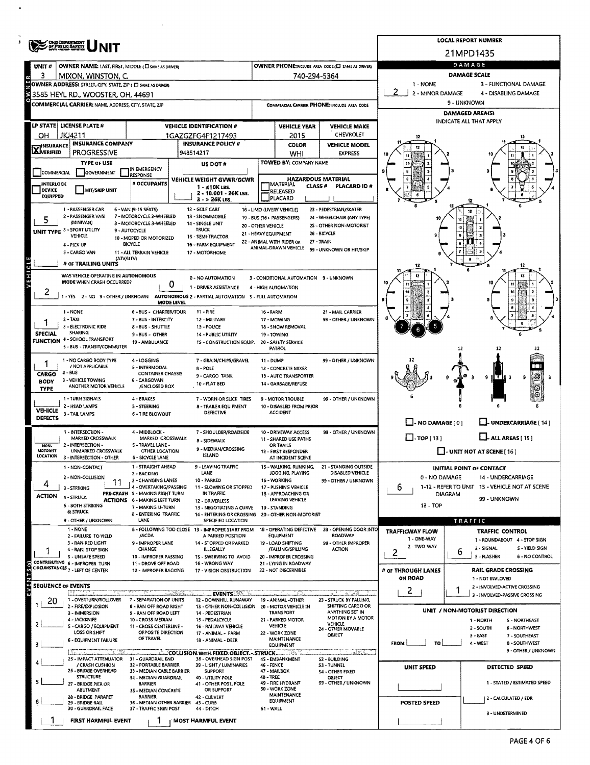# UNIT

**LOCAL REPORT NUMBER:** 21MPD1435

| Field | Value |
|---|---|
| UNIT # | 3 |
| OWNER NAME: LAST, FIRST, MIDDLE | MIXON, WINSTON, C. |
| OWNER PHONE | 740-294-5364 |
| OWNER ADDRESS | 3585 HEYL RD., WOOSTER, OH, 44691 |
| COMMERCIAL CARRIER: NAME, ADDRESS, CITY, STATE, ZIP | |
| COMMERCIAL CARRIER PHONE | |
| LP STATE | OH |
| LICENSE PLATE # | JKJ4211 |
| VEHICLE IDENTIFICATION # | 1GAZGZFG4F1217493 |
| VEHICLE YEAR | 2015 |
| VEHICLE MAKE | CHEVROLET |
| INSURANCE VERIFIED | X |
| INSURANCE COMPANY | PROGRESSIVE |
| INSURANCE POLICY # | 948514217 |
| COLOR | WHI |
| VEHICLE MODEL | EXPRESS |
| TYPE OF USE | |
| US DOT # | |
| TOWED BY: COMPANY NAME | |
| # OCCUPANTS | |
| VEHICLE WEIGHT GVWR/GCWR | |
| HAZARDOUS MATERIAL | |
| UNIT TYPE | 5 |
| # OF TRAILING UNITS | |
| WAS VEHICLE OPERATING IN AUTONOMOUS MODE WHEN CRASH OCCURRED? | 2 |
| AUTONOMOUS MODE LEVEL | 0 |
| SPECIAL FUNCTION | 1 |
| CARGO BODY TYPE | 1 |
| VEHICLE DEFECTS | |
| NON-MOTORIST LOCATION | |
| ACTION | 4 |
| PRE-CRASH ACTIONS | 11 |
| CONTRIBUTING CIRCUMSTANCES | 1 |

**Unit Type codes:** 1 - PASSENGER CAR; 2 - PASSENGER VAN (MINIVAN); 3 - SPORT UTILITY VEHICLE; 4 - PICK UP; 5 - CARGO VAN; 6 - VAN (9-15 SEATS); 7 - MOTORCYCLE 2-WHEELED; 8 - MOTORCYCLE 3-WHEELED; 9 - AUTOCYCLE; 10 - MOPED OR MOTORIZED BICYCLE; 11 - ALL TERRAIN VEHICLE (ATV/UTV); 12 - GOLF CART; 13 - SNOWMOBILE; 14 - SINGLE UNIT TRUCK; 15 - SEMI-TRACTOR; 16 - FARM EQUIPMENT; 17 - MOTORHOME; 18 - LIMO (LIVERY VEHICLE); 19 - BUS (16+ PASSENGERS); 20 - OTHER VEHICLE; 21 - HEAVY EQUIPMENT; 22 - ANIMAL WITH RIDER OR ANIMAL-DRAWN VEHICLE; 23 - PEDESTRIAN/SKATER; 24 - WHEELCHAIR (ANY TYPE); 25 - OTHER NON-MOTORIST; 26 - BICYCLE; 27 - TRAIN; 99 - UNKNOWN OR HIT/SKIP

**Autonomous:** 1 - YES; 2 - NO; 9 - OTHER / UNKNOWN. Mode level: 0 - NO AUTOMATION; 1 - DRIVER ASSISTANCE; 2 - PARTIAL AUTOMATION; 3 - CONDITIONAL AUTOMATION; 4 - HIGH AUTOMATION; 5 - FULL AUTOMATION; 9 - UNKNOWN

**Events:** FIRST HARMFUL EVENT: 1; MOST HARMFUL EVENT: 1

**SEQUENCE OF EVENTS:** 1: 20

## DAMAGE

**DAMAGE SCALE:** 2 (1 - NONE; 2 - MINOR DAMAGE; 3 - FUNCTIONAL DAMAGE; 4 - DISABLING DAMAGE; 9 - UNKNOWN)

**DAMAGED AREA(S):** 5, 6, 7

**INITIAL POINT OF CONTACT:** 6 (0 - NO DAMAGE; 1-12 - REFER TO UNIT DIAGRAM; 13 - TOP; 14 - UNDERCARRIAGE; 15 - VEHICLE NOT AT SCENE; 99 - UNKNOWN)

## TRAFFIC

| Field | Value |
|---|---|
| TRAFFICWAY FLOW | 2 (1 - ONE-WAY; 2 - TWO-WAY) |
| TRAFFIC CONTROL | 6 (1 - ROUNDABOUT; 2 - SIGNAL; 3 - FLASHER; 4 - STOP SIGN; 5 - YIELD SIGN; 6 - NO CONTROL) |
| # OF THROUGH LANES ON ROAD | 2 |
| RAIL GRADE CROSSING | 1 (1 - NOT INVLOVED; 2 - INVOLVED-ACTIVE CROSSING; 3 - INVOLVED-PASSIVE CROSSING) |
| UNIT / NON-MOTORIST DIRECTION | FROM: ___ TO: ___ |
| UNIT SPEED | |
| POSTED SPEED | |
| DETECTED SPEED | 1 - STATED / ESTIMATED SPEED; 2 - CALCULATED / EDR; 3 - UNDETERMINED |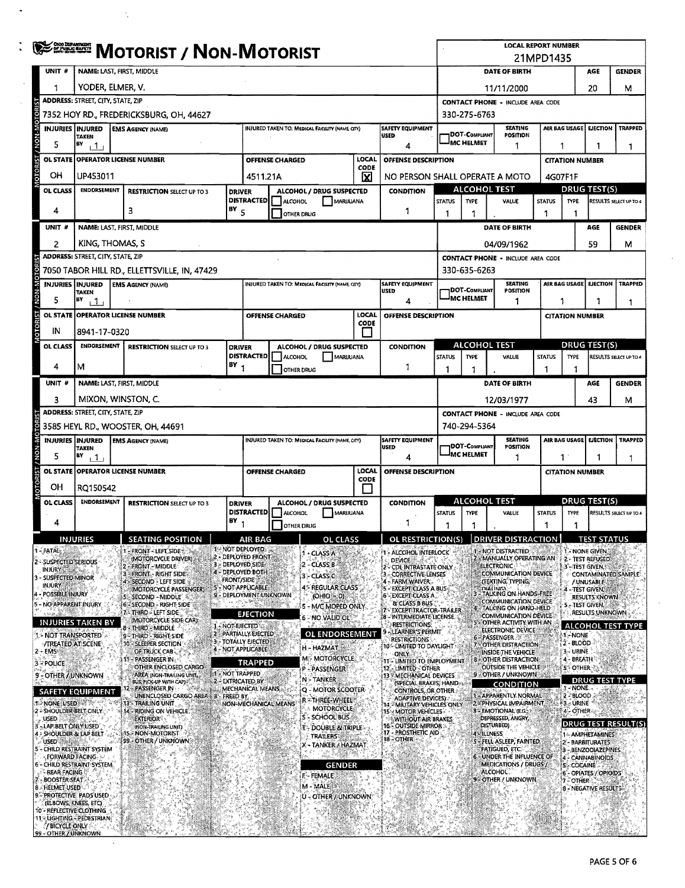# MOTORIST / NON-MOTORIST

**LOCAL REPORT NUMBER:** 21MPD1435

## Unit 1

| UNIT # | NAME: LAST, FIRST, MIDDLE | DATE OF BIRTH | AGE | GENDER |
|---|---|---|---|---|
| 1 | YODER, ELMER, V. | 11/11/2000 | 20 | M |

| ADDRESS: STREET, CITY, STATE, ZIP | CONTACT PHONE - INCLUDE AREA CODE |
|---|---|
| 7352 HOY RD., FREDERICKSBURG, OH, 44627 | 330-275-6763 |

| INJURIES | INJURED TAKEN BY | EMS AGENCY (NAME) | INJURED TAKEN TO: MEDICAL FACILITY (NAME, CITY) | SAFETY EQUIPMENT USED | DOT-COMPLIANT MC HELMET | SEATING POSITION | AIR BAG USAGE | EJECTION | TRAPPED |
|---|---|---|---|---|---|---|---|---|---|
| 5 | 1 | | | 4 | | 1 | 1 | 1 | 1 |

| OL STATE | OPERATOR LICENSE NUMBER | OFFENSE CHARGED | LOCAL CODE | OFFENSE DESCRIPTION | CITATION NUMBER |
|---|---|---|---|---|---|
| OH | UP453011 | 4511.21A | X | NO PERSON SHALL OPERATE A MOTO | 4G07F1F |

| OL CLASS | ENDORSEMENT | RESTRICTION SELECT UP TO 3 | DRIVER DISTRACTED BY | ALCOHOL / DRUG SUSPECTED | CONDITION | ALCOHOL TEST STATUS | ALCOHOL TEST TYPE | ALCOHOL TEST VALUE | DRUG TEST STATUS | DRUG TEST TYPE | DRUG TEST RESULTS SELECT UP TO 4 |
|---|---|---|---|---|---|---|---|---|---|---|---|
| 4 | | 3 | 5 | | 1 | 1 | 1 | . | 1 | 1 | |

## Unit 2

| UNIT # | NAME: LAST, FIRST, MIDDLE | DATE OF BIRTH | AGE | GENDER |
|---|---|---|---|---|
| 2 | KING, THOMAS, S | 04/09/1962 | 59 | M |

| ADDRESS: STREET, CITY, STATE, ZIP | CONTACT PHONE - INCLUDE AREA CODE |
|---|---|
| 7050 TABOR HILL RD., ELLETTSVILLE, IN, 47429 | 330-635-6263 |

| INJURIES | INJURED TAKEN BY | EMS AGENCY (NAME) | INJURED TAKEN TO: MEDICAL FACILITY (NAME, CITY) | SAFETY EQUIPMENT USED | DOT-COMPLIANT MC HELMET | SEATING POSITION | AIR BAG USAGE | EJECTION | TRAPPED |
|---|---|---|---|---|---|---|---|---|---|
| 5 | 1 | | | 4 | | 1 | 1 | 1 | 1 |

| OL STATE | OPERATOR LICENSE NUMBER | OFFENSE CHARGED | LOCAL CODE | OFFENSE DESCRIPTION | CITATION NUMBER |
|---|---|---|---|---|---|
| IN | 8941-17-0320 | | | | |

| OL CLASS | ENDORSEMENT | RESTRICTION SELECT UP TO 3 | DRIVER DISTRACTED BY | ALCOHOL / DRUG SUSPECTED | CONDITION | ALCOHOL TEST STATUS | ALCOHOL TEST TYPE | ALCOHOL TEST VALUE | DRUG TEST STATUS | DRUG TEST TYPE | DRUG TEST RESULTS SELECT UP TO 4 |
|---|---|---|---|---|---|---|---|---|---|---|---|
| 4 | M | | 1 | | 1 | 1 | 1 | . | 1 | 1 | |

## Unit 3

| UNIT # | NAME: LAST, FIRST, MIDDLE | DATE OF BIRTH | AGE | GENDER |
|---|---|---|---|---|
| 3 | MIXON, WINSTON, C. | 12/03/1977 | 43 | M |

| ADDRESS: STREET, CITY, STATE, ZIP | CONTACT PHONE - INCLUDE AREA CODE |
|---|---|
| 3585 HEYL RD., WOOSTER, OH, 44691 | 740-294-5364 |

| INJURIES | INJURED TAKEN BY | EMS AGENCY (NAME) | INJURED TAKEN TO: MEDICAL FACILITY (NAME, CITY) | SAFETY EQUIPMENT USED | DOT-COMPLIANT MC HELMET | SEATING POSITION | AIR BAG USAGE | EJECTION | TRAPPED |
|---|---|---|---|---|---|---|---|---|---|
| 5 | 1 | | | 4 | | 1 | 1 | 1 | 1 |

| OL STATE | OPERATOR LICENSE NUMBER | OFFENSE CHARGED | LOCAL CODE | OFFENSE DESCRIPTION | CITATION NUMBER |
|---|---|---|---|---|---|
| OH | RQ150542 | | | | |

| OL CLASS | ENDORSEMENT | RESTRICTION SELECT UP TO 3 | DRIVER DISTRACTED BY | ALCOHOL / DRUG SUSPECTED | CONDITION | ALCOHOL TEST STATUS | ALCOHOL TEST TYPE | ALCOHOL TEST VALUE | DRUG TEST STATUS | DRUG TEST TYPE | DRUG TEST RESULTS SELECT UP TO 4 |
|---|---|---|---|---|---|---|---|---|---|---|---|
| 4 | | | 1 | | 1 | 1 | 1 | . | 1 | 1 | |

## Codes

**INJURIES**
1 - FATAL
2 - SUSPECTED SERIOUS INJURY
3 - SUSPECTED MINOR INJURY
4 - POSSIBLE INJURY
5 - NO APPARENT INJURY

**INJURIES TAKEN BY**
1 - NOT TRANSPORTED /TREATED AT SCENE
2 - EMS
3 - POLICE
9 - OTHER / UNKNOWN

**SAFETY EQUIPMENT**
1 - NONE USED
2 - SHOULDER BELT ONLY USED
3 - LAP BELT ONLY USED
4 - SHOULDER & LAP BELT USED
5 - CHILD RESTRAINT SYSTEM - FORWARD FACING
6 - CHILD RESTRAINT SYSTEM - REAR FACING
7 - BOOSTER SEAT
8 - HELMET USED
9 - PROTECTIVE PADS USED (ELBOWS, KNEES, ETC)
10 - REFLECTIVE CLOTHING
11 - LIGHTING - PEDESTRIAN / BICYCLE ONLY
99 - OTHER / UNKNOWN

**SEATING POSITION**
1 - FRONT - LEFT SIDE (MOTORCYCLE DRIVER)
2 - FRONT - MIDDLE
3 - FRONT - RIGHT SIDE
4 - SECOND - LEFT SIDE (MOTORCYCLE PASSENGER)
5 - SECOND - MIDDLE
6 - SECOND - RIGHT SIDE
7 - THIRD - LEFT SIDE (MOTORCYCLE SIDE CAR)
8 - THIRD - MIDDLE
9 - THIRD - RIGHT SIDE
10 - SLEEPER SECTION OF TRUCK CAB
11 - PASSENGER IN OTHER ENCLOSED CARGO AREA (NON-TRAILING UNIT, BUS, PICK-UP WITH CAP)
12 - PASSENGER IN UNENCLOSED CARGO AREA
13 - TRAILING UNIT
14 - RIDING ON VEHICLE EXTERIOR (NON-TRAILING UNIT)
15 - NON-MOTORIST
99 - OTHER / UNKNOWN

**AIR BAG**
1 - NOT DEPLOYED
2 - DEPLOYED FRONT
3 - DEPLOYED SIDE
4 - DEPLOYED BOTH FRONT/SIDE
5 - NOT APPLICABLE
9 - DEPLOYMENT UNKNOWN

**EJECTION**
1 - NOT EJECTED
2 - PARTIALLY EJECTED
3 - TOTALLY EJECTED
4 - NOT APPLICABLE

**TRAPPED**
1 - NOT TRAPPED
2 - EXTRICATED BY MECHANICAL MEANS
3 - FREED BY NON-MECHANICAL MEANS

**OL CLASS**
1 - CLASS A
2 - CLASS B
3 - CLASS C
4 - REGULAR CLASS (OHIO = D)
5 - M/C MOPED ONLY
6 - NO VALID OL

**OL ENDORSEMENT**
H - HAZMAT
M - MOTORCYCLE
P - PASSENGER
N - TANKER
Q - MOTOR SCOOTER
R - THREE-WHEEL MOTORCYCLE
S - SCHOOL BUS
T - DOUBLE & TRIPLE TRAILERS
X - TANKER / HAZMAT

**GENDER**
F - FEMALE
M - MALE
U - OTHER / UNKNOWN

**OL RESTRICTION(S)**
1 - ALCOHOL INTERLOCK DEVICE
2 - CDL INTRASTATE ONLY
3 - CORRECTIVE LENSES
4 - FARM WAIVER
5 - EXCEPT CLASS A BUS
6 - EXCEPT CLASS A & CLASS B BUS
7 - EXCEPT TRACTOR-TRAILER
8 - INTERMEDIATE LICENSE RESTRICTIONS
9 - LEARNER'S PERMIT RESTRICTIONS
10 - LIMITED TO DAYLIGHT ONLY
11 - LIMITED TO EMPLOYMENT
12 - LIMITED - OTHER
13 - MECHANICAL DEVICES (SPECIAL BRAKES, HAND CONTROLS, OR OTHER ADAPTIVE DEVICES)
14 - MILITARY VEHICLES ONLY
15 - MOTOR VEHICLES WITHOUT AIR BRAKES
16 - OUTSIDE MIRROR
17 - PROSTHETIC AID
18 - OTHER

**DRIVER DISTRACTION**
1 - NOT DISTRACTED
2 - MANUALLY OPERATING AN ELECTRONIC COMMUNICATION DEVICE (TEXTING, TYPING, DIALING)
3 - TALKING ON HANDS-FREE COMMUNICATION DEVICE
4 - TALKING ON HAND-HELD COMMUNICATION DEVICE
5 - OTHER ACTIVITY WITH AN ELECTRONIC DEVICE
6 - PASSENGER
7 - OTHER DISTRACTION INSIDE THE VEHICLE
8 - OTHER DISTRACTION OUTSIDE THE VEHICLE
9 - OTHER / UNKNOWN

**CONDITION**
1 - APPARENTLY NORMAL
2 - PHYSICAL IMPAIRMENT
3 - EMOTIONAL (E.G., DEPRESSED, ANGRY, DISTURBED)
4 - ILLNESS
5 - FELL ASLEEP, FAINTED, FATIGUED, ETC.
6 - UNDER THE INFLUENCE OF MEDICATIONS / DRUGS / ALCOHOL
9 - OTHER / UNKNOWN

**TEST STATUS**
1 - NONE GIVEN
2 - TEST REFUSED
3 - TEST GIVEN, CONTAMINATED SAMPLE / UNUSABLE
4 - TEST GIVEN, RESULTS KNOWN
5 - TEST GIVEN, RESULTS UNKNOWN

**ALCOHOL TEST TYPE**
1 - NONE
2 - BLOOD
3 - URINE
4 - BREATH
5 - OTHER

**DRUG TEST TYPE**
1 - NONE
2 - BLOOD
3 - URINE
4 - OTHER

**DRUG TEST RESULT(S)**
1 - AMPHETAMINES
2 - BARBITURATES
3 - BENZODIAZEPINES
4 - CANNABINOIDS
5 - COCAINE
6 - OPIATES / OPIOIDS
7 - OTHER
8 - NEGATIVE RESULTS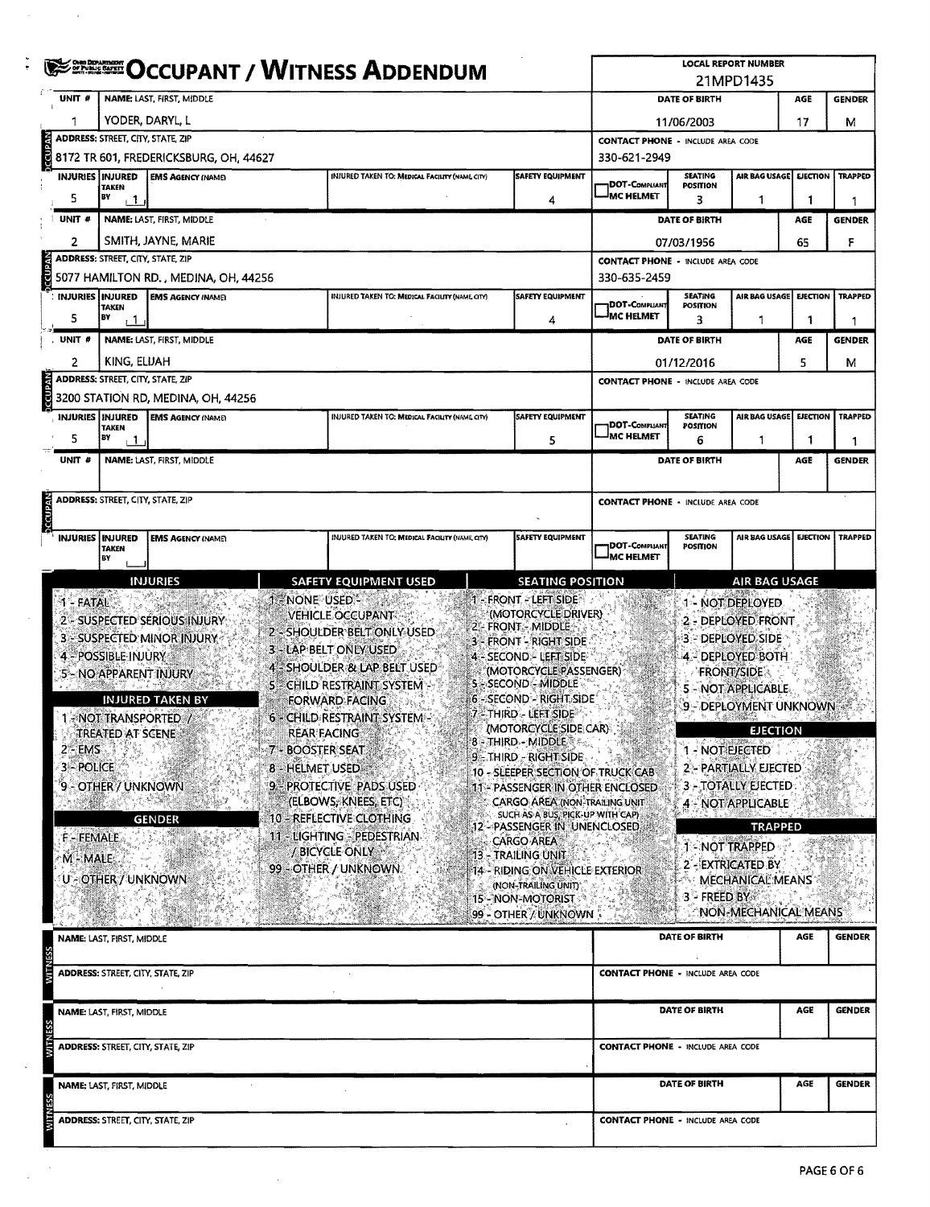# OCCUPANT / WITNESS ADDENDUM

**LOCAL REPORT NUMBER:** 21MPD1435

## OCCUPANT

| UNIT # | NAME: LAST, FIRST, MIDDLE | DATE OF BIRTH | AGE | GENDER |
|---|---|---|---|---|
| 1 | YODER, DARYL, L | 11/06/2003 | 17 | M |

| ADDRESS: STREET, CITY, STATE, ZIP | CONTACT PHONE - INCLUDE AREA CODE |
|---|---|
| 8172 TR 601, FREDERICKSBURG, OH, 44627 | 330-621-2949 |

| INJURIES | INJURED TAKEN BY | EMS AGENCY (NAME) | INJURED TAKEN TO: MEDICAL FACILITY (NAME, CITY) | SAFETY EQUIPMENT | DOT-COMPLIANT MC HELMET | SEATING POSITION | AIR BAG USAGE | EJECTION | TRAPPED |
|---|---|---|---|---|---|---|---|---|---|
| 5 | 1 | | | 4 | | 3 | 1 | 1 | 1 |

## OCCUPANT

| UNIT # | NAME: LAST, FIRST, MIDDLE | DATE OF BIRTH | AGE | GENDER |
|---|---|---|---|---|
| 2 | SMITH, JAYNE, MARIE | 07/03/1956 | 65 | F |

| ADDRESS: STREET, CITY, STATE, ZIP | CONTACT PHONE - INCLUDE AREA CODE |
|---|---|
| 5077 HAMILTON RD. , MEDINA, OH, 44256 | 330-635-2459 |

| INJURIES | INJURED TAKEN BY | EMS AGENCY (NAME) | INJURED TAKEN TO: MEDICAL FACILITY (NAME, CITY) | SAFETY EQUIPMENT | DOT-COMPLIANT MC HELMET | SEATING POSITION | AIR BAG USAGE | EJECTION | TRAPPED |
|---|---|---|---|---|---|---|---|---|---|
| 5 | 1 | | | 4 | | 3 | 1 | 1 | 1 |

## OCCUPANT

| UNIT # | NAME: LAST, FIRST, MIDDLE | DATE OF BIRTH | AGE | GENDER |
|---|---|---|---|---|
| 2 | KING, ELIJAH | 01/12/2016 | 5 | M |

| ADDRESS: STREET, CITY, STATE, ZIP | CONTACT PHONE - INCLUDE AREA CODE |
|---|---|
| 3200 STATION RD, MEDINA, OH, 44256 | |

| INJURIES | INJURED TAKEN BY | EMS AGENCY (NAME) | INJURED TAKEN TO: MEDICAL FACILITY (NAME, CITY) | SAFETY EQUIPMENT | DOT-COMPLIANT MC HELMET | SEATING POSITION | AIR BAG USAGE | EJECTION | TRAPPED |
|---|---|---|---|---|---|---|---|---|---|
| 5 | 1 | | | 5 | | 6 | 1 | 1 | 1 |

## OCCUPANT

| UNIT # | NAME: LAST, FIRST, MIDDLE | DATE OF BIRTH | AGE | GENDER |
|---|---|---|---|---|
| | | | | |

| ADDRESS: STREET, CITY, STATE, ZIP | CONTACT PHONE - INCLUDE AREA CODE |
|---|---|
| | |

| INJURIES | INJURED TAKEN BY | EMS AGENCY (NAME) | INJURED TAKEN TO: MEDICAL FACILITY (NAME, CITY) | SAFETY EQUIPMENT | DOT-COMPLIANT MC HELMET | SEATING POSITION | AIR BAG USAGE | EJECTION | TRAPPED |
|---|---|---|---|---|---|---|---|---|---|
| | | | | | | | | | |

### INJURIES
1 - FATAL
2 - SUSPECTED SERIOUS INJURY
3 - SUSPECTED MINOR INJURY
4 - POSSIBLE INJURY
5 - NO APPARENT INJURY

### INJURED TAKEN BY
1 - NOT TRANSPORTED / TREATED AT SCENE
2 - EMS
3 - POLICE
9 - OTHER / UNKNOWN

### GENDER
F - FEMALE
M - MALE
U - OTHER / UNKNOWN

### SAFETY EQUIPMENT USED
1 - NONE USED - VEHICLE OCCUPANT
2 - SHOULDER BELT ONLY USED
3 - LAP BELT ONLY USED
4 - SHOULDER & LAP BELT USED
5 - CHILD RESTRAINT SYSTEM - FORWARD FACING
6 - CHILD RESTRAINT SYSTEM - REAR FACING
7 - BOOSTER SEAT
8 - HELMET USED
9 - PROTECTIVE PADS USED (ELBOWS, KNEES, ETC)
10 - REFLECTIVE CLOTHING
11 - LIGHTING - PEDESTRIAN / BICYCLE ONLY
99 - OTHER / UNKNOWN

### SEATING POSITION
1 - FRONT - LEFT SIDE (MOTORCYCLE DRIVER)
2 - FRONT - MIDDLE
3 - FRONT - RIGHT SIDE
4 - SECOND - LEFT SIDE (MOTORCYCLE PASSENGER)
5 - SECOND - MIDDLE
6 - SECOND - RIGHT SIDE
7 - THIRD - LEFT SIDE (MOTORCYCLE SIDE CAR)
8 - THIRD - MIDDLE
9 - THIRD - RIGHT SIDE
10 - SLEEPER SECTION OF TRUCK CAB
11 - PASSENGER IN OTHER ENCLOSED CARGO AREA (NON-TRAILING UNIT SUCH AS A BUS, PICK-UP WITH CAP)
12 - PASSENGER IN UNENCLOSED CARGO AREA
13 - TRAILING UNIT
14 - RIDING ON VEHICLE EXTERIOR (NON-TRAILING UNIT)
15 - NON-MOTORIST
99 - OTHER / UNKNOWN

### AIR BAG USAGE
1 - NOT DEPLOYED
2 - DEPLOYED FRONT
3 - DEPLOYED SIDE
4 - DEPLOYED BOTH FRONT/SIDE
5 - NOT APPLICABLE
9 - DEPLOYMENT UNKNOWN

### EJECTION
1 - NOT EJECTED
2 - PARTIALLY EJECTED
3 - TOTALLY EJECTED
4 - NOT APPLICABLE

### TRAPPED
1 - NOT TRAPPED
2 - EXTRICATED BY MECHANICAL MEANS
3 - FREED BY NON-MECHANICAL MEANS

## WITNESS

| NAME: LAST, FIRST, MIDDLE | DATE OF BIRTH | AGE | GENDER |
|---|---|---|---|
| | | | |

| ADDRESS: STREET, CITY, STATE, ZIP | CONTACT PHONE - INCLUDE AREA CODE |
|---|---|
| | |

## WITNESS

| NAME: LAST, FIRST, MIDDLE | DATE OF BIRTH | AGE | GENDER |
|---|---|---|---|
| | | | |

| ADDRESS: STREET, CITY, STATE, ZIP | CONTACT PHONE - INCLUDE AREA CODE |
|---|---|
| | |

## WITNESS

| NAME: LAST, FIRST, MIDDLE | DATE OF BIRTH | AGE | GENDER |
|---|---|---|---|
| | | | |

| ADDRESS: STREET, CITY, STATE, ZIP | CONTACT PHONE - INCLUDE AREA CODE |
|---|---|
| | |